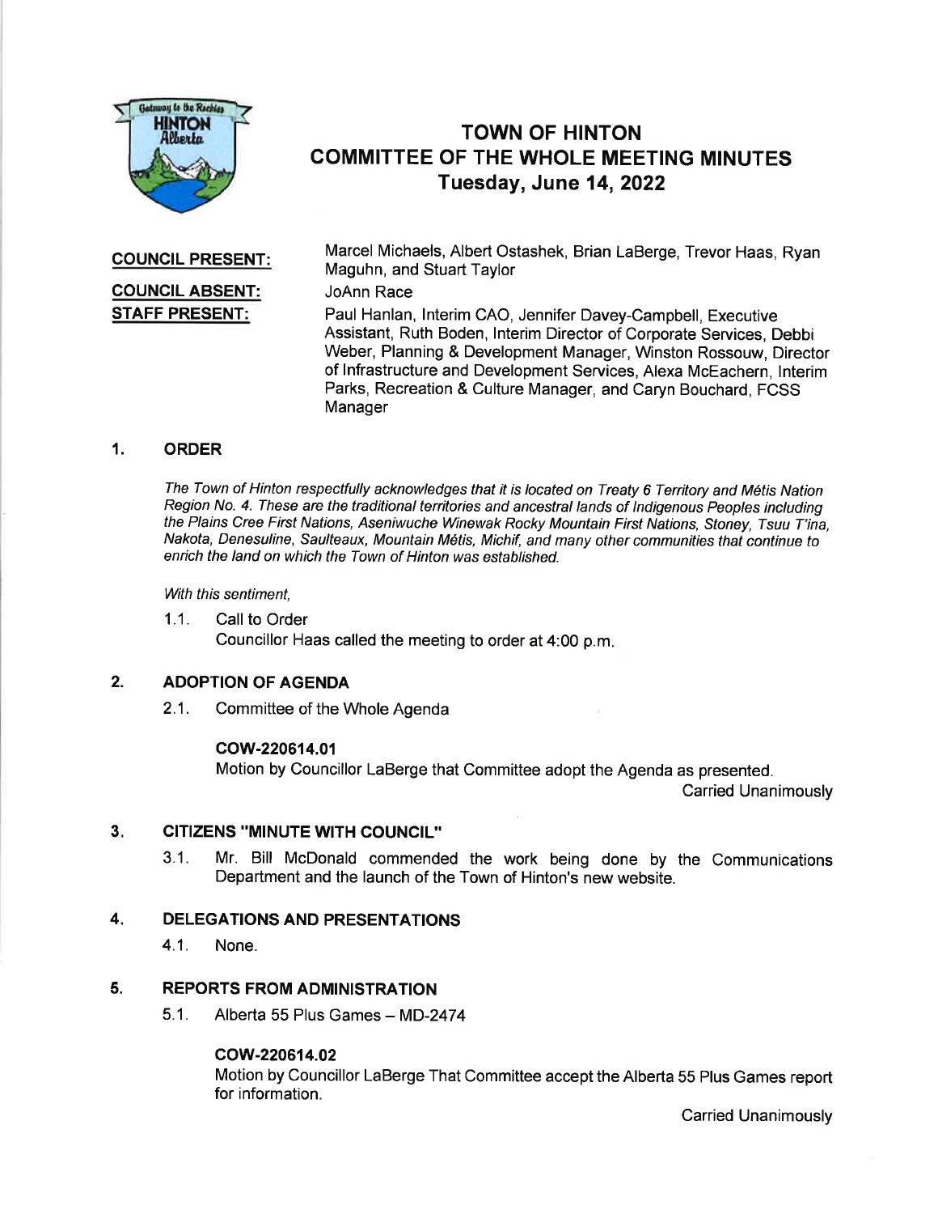# TOWN OF HINTON
## COMMITTEE OF THE WHOLE MEETING MINUTES
### Tuesday, June 14, 2022

**COUNCIL PRESENT:** Marcel Michaels, Albert Ostashek, Brian LaBerge, Trevor Haas, Ryan Maguhn, and Stuart Taylor

**COUNCIL ABSENT:** JoAnn Race

**STAFF PRESENT:** Paul Hanlan, Interim CAO, Jennifer Davey-Campbell, Executive Assistant, Ruth Boden, Interim Director of Corporate Services, Debbi Weber, Planning & Development Manager, Winston Rossouw, Director of Infrastructure and Development Services, Alexa McEachern, Interim Parks, Recreation & Culture Manager, and Caryn Bouchard, FCSS Manager

## 1. ORDER

*The Town of Hinton respectfully acknowledges that it is located on Treaty 6 Territory and Métis Nation Region No. 4. These are the traditional territories and ancestral lands of Indigenous Peoples including the Plains Cree First Nations, Aseniwuche Winewak Rocky Mountain First Nations, Stoney, Tsuu T'ina, Nakota, Denesuline, Saulteaux, Mountain Métis, Michif, and many other communities that continue to enrich the land on which the Town of Hinton was established.*

*With this sentiment,*

1.1. Call to Order

Councillor Haas called the meeting to order at 4:00 p.m.

## 2. ADOPTION OF AGENDA

2.1. Committee of the Whole Agenda

**COW-220614.01**

Motion by Councillor LaBerge that Committee adopt the Agenda as presented.

Carried Unanimously

## 3. CITIZENS "MINUTE WITH COUNCIL"

3.1. Mr. Bill McDonald commended the work being done by the Communications Department and the launch of the Town of Hinton's new website.

## 4. DELEGATIONS AND PRESENTATIONS

4.1. None.

## 5. REPORTS FROM ADMINISTRATION

5.1. Alberta 55 Plus Games – MD-2474

**COW-220614.02**

Motion by Councillor LaBerge That Committee accept the Alberta 55 Plus Games report for information.

Carried Unanimously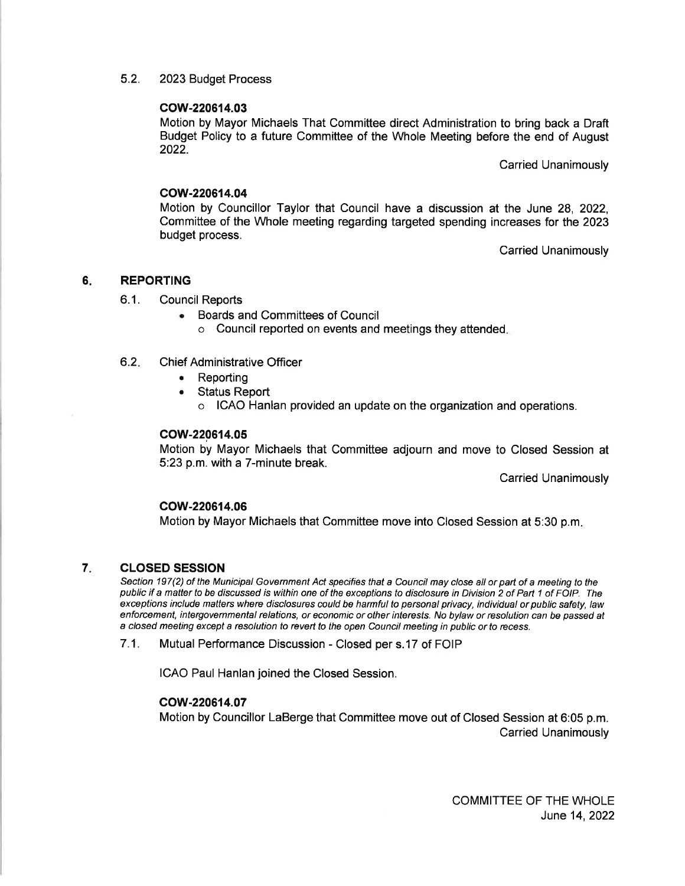5.2. 2023 Budget Process

**COW-220614.03**

Motion by Mayor Michaels That Committee direct Administration to bring back a Draft Budget Policy to a future Committee of the Whole Meeting before the end of August 2022.

Carried Unanimously

**COW-220614.04**

Motion by Councillor Taylor that Council have a discussion at the June 28, 2022, Committee of the Whole meeting regarding targeted spending increases for the 2023 budget process.

Carried Unanimously

## 6. REPORTING

6.1. Council Reports

- Boards and Committees of Council
  - Council reported on events and meetings they attended.

6.2. Chief Administrative Officer

- Reporting
- Status Report
  - ICAO Hanlan provided an update on the organization and operations.

**COW-220614.05**

Motion by Mayor Michaels that Committee adjourn and move to Closed Session at 5:23 p.m. with a 7-minute break.

Carried Unanimously

**COW-220614.06**

Motion by Mayor Michaels that Committee move into Closed Session at 5:30 p.m.

## 7. CLOSED SESSION

*Section 197(2) of the Municipal Government Act specifies that a Council may close all or part of a meeting to the public if a matter to be discussed is within one of the exceptions to disclosure in Division 2 of Part 1 of FOIP. The exceptions include matters where disclosures could be harmful to personal privacy, individual or public safety, law enforcement, intergovernmental relations, or economic or other interests. No bylaw or resolution can be passed at a closed meeting except a resolution to revert to the open Council meeting in public or to recess.*

7.1. Mutual Performance Discussion - Closed per s.17 of FOIP

ICAO Paul Hanlan joined the Closed Session.

**COW-220614.07**

Motion by Councillor LaBerge that Committee move out of Closed Session at 6:05 p.m.

Carried Unanimously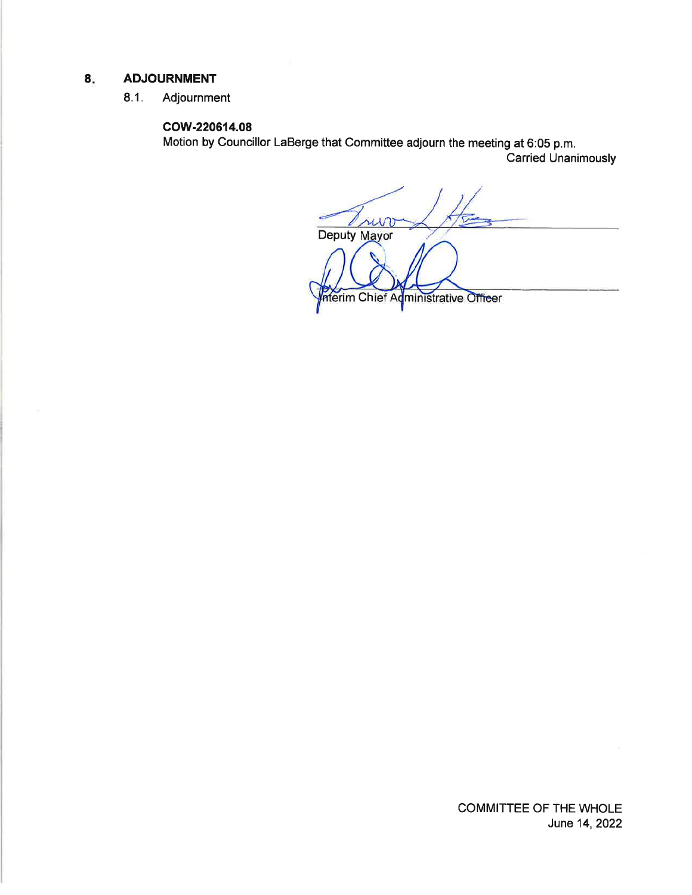## 8. ADJOURNMENT

8.1. Adjournment

**COW-220614.08**

Motion by Councillor LaBerge that Committee adjourn the meeting at 6:05 p.m.

Carried Unanimously

Deputy Mayor

Interim Chief Administrative Officer

COMMITTEE OF THE WHOLE
June 14, 2022